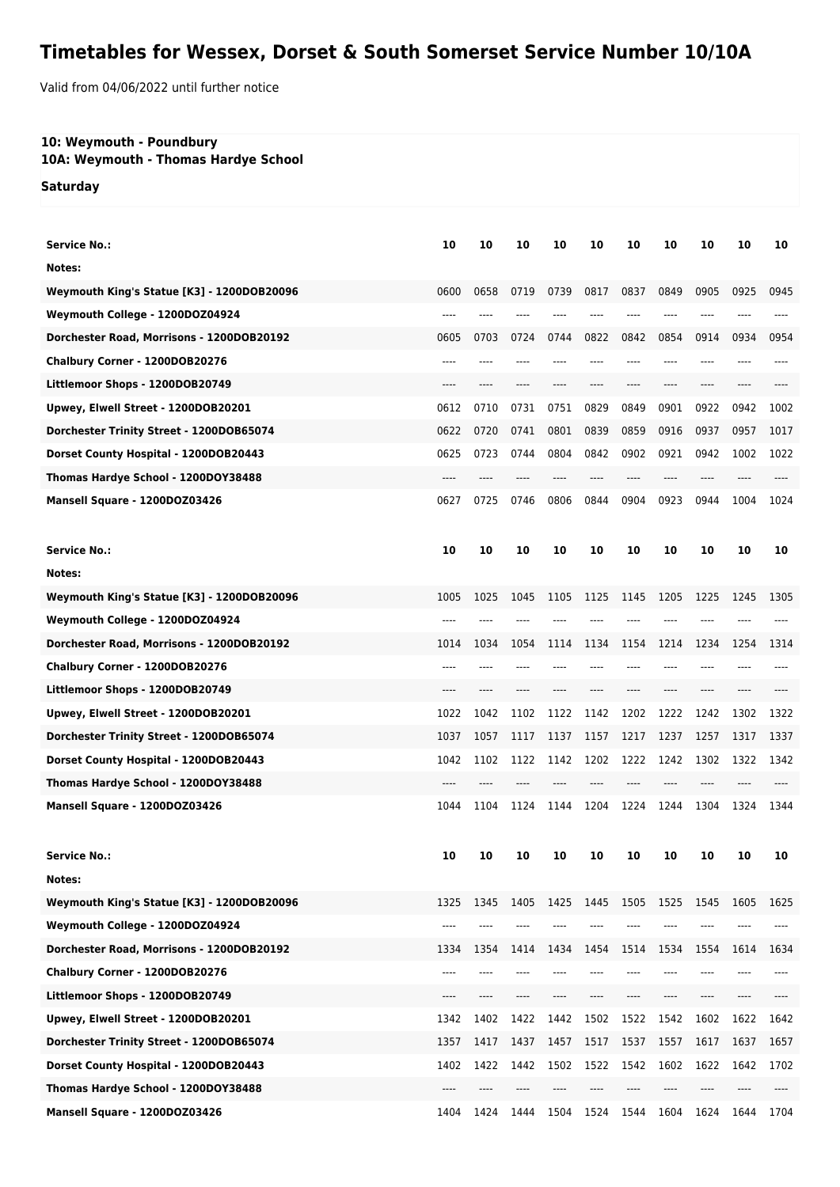# Timetables for Wessex, Dorset & South Somerset Service Number 10/10A

Valid from 04/06/2022 until further notice

**10: Weymouth - Poundbury**
**10A: Weymouth - Thomas Hardye School**

**Saturday**

| Service No.: | 10 | 10 | 10 | 10 | 10 | 10 | 10 | 10 | 10 | 10 |
|---|---|---|---|---|---|---|---|---|---|---|
| Notes: | | | | | | | | | | |
| Weymouth King's Statue [K3] - 1200DOB20096 | 0600 | 0658 | 0719 | 0739 | 0817 | 0837 | 0849 | 0905 | 0925 | 0945 |
| Weymouth College - 1200DOZ04924 | ---- | ---- | ---- | ---- | ---- | ---- | ---- | ---- | ---- | ---- |
| Dorchester Road, Morrisons - 1200DOB20192 | 0605 | 0703 | 0724 | 0744 | 0822 | 0842 | 0854 | 0914 | 0934 | 0954 |
| Chalbury Corner - 1200DOB20276 | ---- | ---- | ---- | ---- | ---- | ---- | ---- | ---- | ---- | ---- |
| Littlemoor Shops - 1200DOB20749 | ---- | ---- | ---- | ---- | ---- | ---- | ---- | ---- | ---- | ---- |
| Upwey, Elwell Street - 1200DOB20201 | 0612 | 0710 | 0731 | 0751 | 0829 | 0849 | 0901 | 0922 | 0942 | 1002 |
| Dorchester Trinity Street - 1200DOB65074 | 0622 | 0720 | 0741 | 0801 | 0839 | 0859 | 0916 | 0937 | 0957 | 1017 |
| Dorset County Hospital - 1200DOB20443 | 0625 | 0723 | 0744 | 0804 | 0842 | 0902 | 0921 | 0942 | 1002 | 1022 |
| Thomas Hardye School - 1200DOY38488 | ---- | ---- | ---- | ---- | ---- | ---- | ---- | ---- | ---- | ---- |
| Mansell Square - 1200DOZ03426 | 0627 | 0725 | 0746 | 0806 | 0844 | 0904 | 0923 | 0944 | 1004 | 1024 |

| Service No.: | 10 | 10 | 10 | 10 | 10 | 10 | 10 | 10 | 10 | 10 |
|---|---|---|---|---|---|---|---|---|---|---|
| Notes: | | | | | | | | | | |
| Weymouth King's Statue [K3] - 1200DOB20096 | 1005 | 1025 | 1045 | 1105 | 1125 | 1145 | 1205 | 1225 | 1245 | 1305 |
| Weymouth College - 1200DOZ04924 | ---- | ---- | ---- | ---- | ---- | ---- | ---- | ---- | ---- | ---- |
| Dorchester Road, Morrisons - 1200DOB20192 | 1014 | 1034 | 1054 | 1114 | 1134 | 1154 | 1214 | 1234 | 1254 | 1314 |
| Chalbury Corner - 1200DOB20276 | ---- | ---- | ---- | ---- | ---- | ---- | ---- | ---- | ---- | ---- |
| Littlemoor Shops - 1200DOB20749 | ---- | ---- | ---- | ---- | ---- | ---- | ---- | ---- | ---- | ---- |
| Upwey, Elwell Street - 1200DOB20201 | 1022 | 1042 | 1102 | 1122 | 1142 | 1202 | 1222 | 1242 | 1302 | 1322 |
| Dorchester Trinity Street - 1200DOB65074 | 1037 | 1057 | 1117 | 1137 | 1157 | 1217 | 1237 | 1257 | 1317 | 1337 |
| Dorset County Hospital - 1200DOB20443 | 1042 | 1102 | 1122 | 1142 | 1202 | 1222 | 1242 | 1302 | 1322 | 1342 |
| Thomas Hardye School - 1200DOY38488 | ---- | ---- | ---- | ---- | ---- | ---- | ---- | ---- | ---- | ---- |
| Mansell Square - 1200DOZ03426 | 1044 | 1104 | 1124 | 1144 | 1204 | 1224 | 1244 | 1304 | 1324 | 1344 |

| Service No.: | 10 | 10 | 10 | 10 | 10 | 10 | 10 | 10 | 10 | 10 |
|---|---|---|---|---|---|---|---|---|---|---|
| Notes: | | | | | | | | | | |
| Weymouth King's Statue [K3] - 1200DOB20096 | 1325 | 1345 | 1405 | 1425 | 1445 | 1505 | 1525 | 1545 | 1605 | 1625 |
| Weymouth College - 1200DOZ04924 | ---- | ---- | ---- | ---- | ---- | ---- | ---- | ---- | ---- | ---- |
| Dorchester Road, Morrisons - 1200DOB20192 | 1334 | 1354 | 1414 | 1434 | 1454 | 1514 | 1534 | 1554 | 1614 | 1634 |
| Chalbury Corner - 1200DOB20276 | ---- | ---- | ---- | ---- | ---- | ---- | ---- | ---- | ---- | ---- |
| Littlemoor Shops - 1200DOB20749 | ---- | ---- | ---- | ---- | ---- | ---- | ---- | ---- | ---- | ---- |
| Upwey, Elwell Street - 1200DOB20201 | 1342 | 1402 | 1422 | 1442 | 1502 | 1522 | 1542 | 1602 | 1622 | 1642 |
| Dorchester Trinity Street - 1200DOB65074 | 1357 | 1417 | 1437 | 1457 | 1517 | 1537 | 1557 | 1617 | 1637 | 1657 |
| Dorset County Hospital - 1200DOB20443 | 1402 | 1422 | 1442 | 1502 | 1522 | 1542 | 1602 | 1622 | 1642 | 1702 |
| Thomas Hardye School - 1200DOY38488 | ---- | ---- | ---- | ---- | ---- | ---- | ---- | ---- | ---- | ---- |
| Mansell Square - 1200DOZ03426 | 1404 | 1424 | 1444 | 1504 | 1524 | 1544 | 1604 | 1624 | 1644 | 1704 |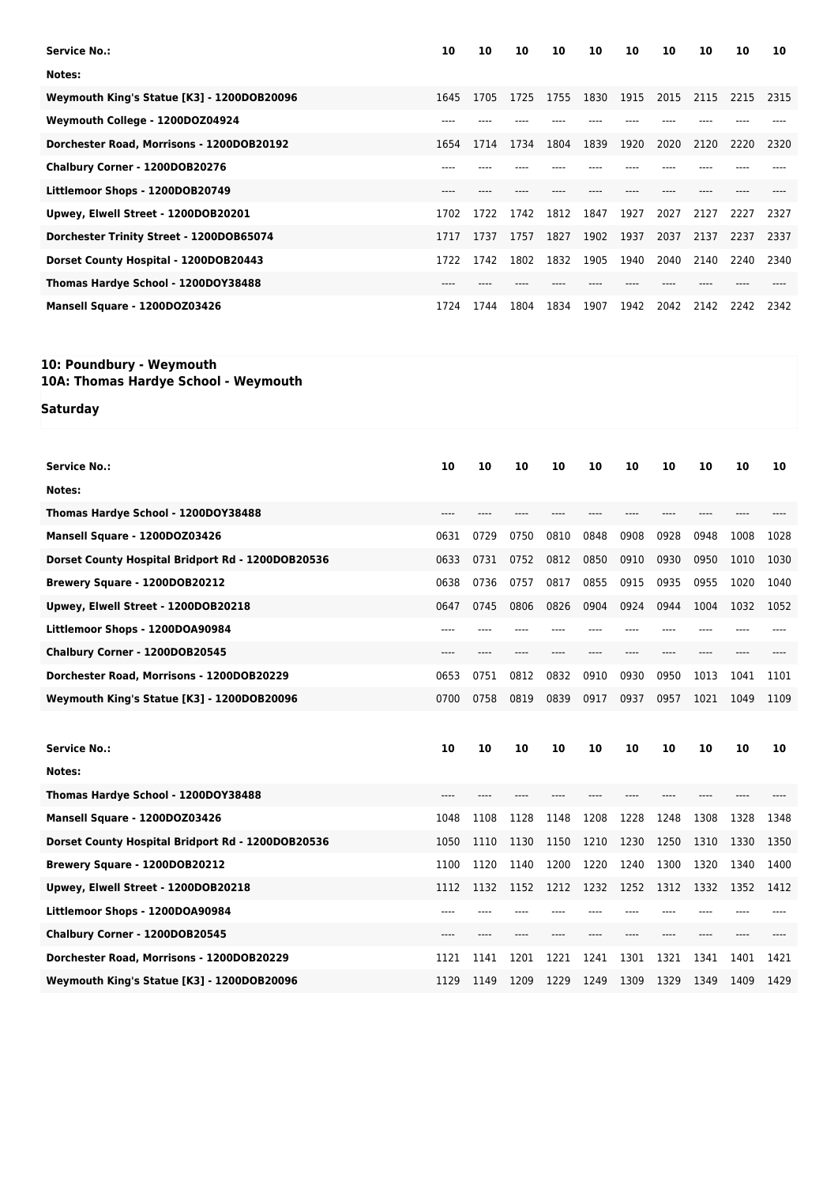| Service No.: | 10 | 10 | 10 | 10 | 10 | 10 | 10 | 10 | 10 | 10 |
|---|---|---|---|---|---|---|---|---|---|---|
| Notes: | | | | | | | | | | |
| Weymouth King's Statue [K3] - 1200DOB20096 | 1645 | 1705 | 1725 | 1755 | 1830 | 1915 | 2015 | 2115 | 2215 | 2315 |
| Weymouth College - 1200DOZ04924 | ---- | ---- | ---- | ---- | ---- | ---- | ---- | ---- | ---- | ---- |
| Dorchester Road, Morrisons - 1200DOB20192 | 1654 | 1714 | 1734 | 1804 | 1839 | 1920 | 2020 | 2120 | 2220 | 2320 |
| Chalbury Corner - 1200DOB20276 | ---- | ---- | ---- | ---- | ---- | ---- | ---- | ---- | ---- | ---- |
| Littlemoor Shops - 1200DOB20749 | ---- | ---- | ---- | ---- | ---- | ---- | ---- | ---- | ---- | ---- |
| Upwey, Elwell Street - 1200DOB20201 | 1702 | 1722 | 1742 | 1812 | 1847 | 1927 | 2027 | 2127 | 2227 | 2327 |
| Dorchester Trinity Street - 1200DOB65074 | 1717 | 1737 | 1757 | 1827 | 1902 | 1937 | 2037 | 2137 | 2237 | 2337 |
| Dorset County Hospital - 1200DOB20443 | 1722 | 1742 | 1802 | 1832 | 1905 | 1940 | 2040 | 2140 | 2240 | 2340 |
| Thomas Hardye School - 1200DOY38488 | ---- | ---- | ---- | ---- | ---- | ---- | ---- | ---- | ---- | ---- |
| Mansell Square - 1200DOZ03426 | 1724 | 1744 | 1804 | 1834 | 1907 | 1942 | 2042 | 2142 | 2242 | 2342 |

**10: Poundbury - Weymouth**
**10A: Thomas Hardye School - Weymouth**

**Saturday**

| Service No.: | 10 | 10 | 10 | 10 | 10 | 10 | 10 | 10 | 10 | 10 |
|---|---|---|---|---|---|---|---|---|---|---|
| Notes: | | | | | | | | | | |
| Thomas Hardye School - 1200DOY38488 | ---- | ---- | ---- | ---- | ---- | ---- | ---- | ---- | ---- | ---- |
| Mansell Square - 1200DOZ03426 | 0631 | 0729 | 0750 | 0810 | 0848 | 0908 | 0928 | 0948 | 1008 | 1028 |
| Dorset County Hospital Bridport Rd - 1200DOB20536 | 0633 | 0731 | 0752 | 0812 | 0850 | 0910 | 0930 | 0950 | 1010 | 1030 |
| Brewery Square - 1200DOB20212 | 0638 | 0736 | 0757 | 0817 | 0855 | 0915 | 0935 | 0955 | 1020 | 1040 |
| Upwey, Elwell Street - 1200DOB20218 | 0647 | 0745 | 0806 | 0826 | 0904 | 0924 | 0944 | 1004 | 1032 | 1052 |
| Littlemoor Shops - 1200DOA90984 | ---- | ---- | ---- | ---- | ---- | ---- | ---- | ---- | ---- | ---- |
| Chalbury Corner - 1200DOB20545 | ---- | ---- | ---- | ---- | ---- | ---- | ---- | ---- | ---- | ---- |
| Dorchester Road, Morrisons - 1200DOB20229 | 0653 | 0751 | 0812 | 0832 | 0910 | 0930 | 0950 | 1013 | 1041 | 1101 |
| Weymouth King's Statue [K3] - 1200DOB20096 | 0700 | 0758 | 0819 | 0839 | 0917 | 0937 | 0957 | 1021 | 1049 | 1109 |

| Service No.: | 10 | 10 | 10 | 10 | 10 | 10 | 10 | 10 | 10 | 10 |
|---|---|---|---|---|---|---|---|---|---|---|
| Notes: | | | | | | | | | | |
| Thomas Hardye School - 1200DOY38488 | ---- | ---- | ---- | ---- | ---- | ---- | ---- | ---- | ---- | ---- |
| Mansell Square - 1200DOZ03426 | 1048 | 1108 | 1128 | 1148 | 1208 | 1228 | 1248 | 1308 | 1328 | 1348 |
| Dorset County Hospital Bridport Rd - 1200DOB20536 | 1050 | 1110 | 1130 | 1150 | 1210 | 1230 | 1250 | 1310 | 1330 | 1350 |
| Brewery Square - 1200DOB20212 | 1100 | 1120 | 1140 | 1200 | 1220 | 1240 | 1300 | 1320 | 1340 | 1400 |
| Upwey, Elwell Street - 1200DOB20218 | 1112 | 1132 | 1152 | 1212 | 1232 | 1252 | 1312 | 1332 | 1352 | 1412 |
| Littlemoor Shops - 1200DOA90984 | ---- | ---- | ---- | ---- | ---- | ---- | ---- | ---- | ---- | ---- |
| Chalbury Corner - 1200DOB20545 | ---- | ---- | ---- | ---- | ---- | ---- | ---- | ---- | ---- | ---- |
| Dorchester Road, Morrisons - 1200DOB20229 | 1121 | 1141 | 1201 | 1221 | 1241 | 1301 | 1321 | 1341 | 1401 | 1421 |
| Weymouth King's Statue [K3] - 1200DOB20096 | 1129 | 1149 | 1209 | 1229 | 1249 | 1309 | 1329 | 1349 | 1409 | 1429 |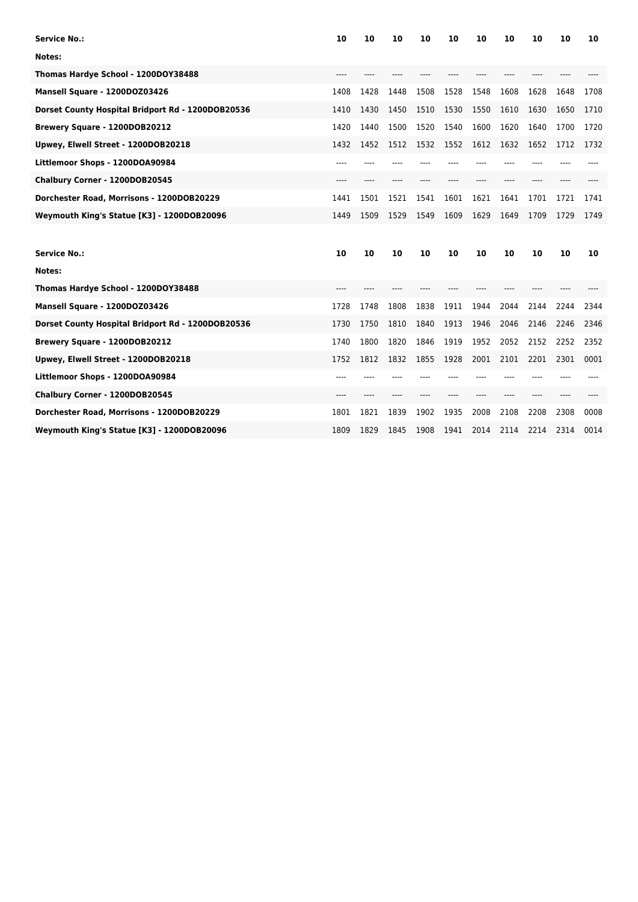| Service No.: | 10 | 10 | 10 | 10 | 10 | 10 | 10 | 10 | 10 | 10 |
|---|---|---|---|---|---|---|---|---|---|---|
| Notes: | | | | | | | | | | |
| Thomas Hardye School - 1200DOY38488 | ---- | ---- | ---- | ---- | ---- | ---- | ---- | ---- | ---- | ---- |
| Mansell Square - 1200DOZ03426 | 1408 | 1428 | 1448 | 1508 | 1528 | 1548 | 1608 | 1628 | 1648 | 1708 |
| Dorset County Hospital Bridport Rd - 1200DOB20536 | 1410 | 1430 | 1450 | 1510 | 1530 | 1550 | 1610 | 1630 | 1650 | 1710 |
| Brewery Square - 1200DOB20212 | 1420 | 1440 | 1500 | 1520 | 1540 | 1600 | 1620 | 1640 | 1700 | 1720 |
| Upwey, Elwell Street - 1200DOB20218 | 1432 | 1452 | 1512 | 1532 | 1552 | 1612 | 1632 | 1652 | 1712 | 1732 |
| Littlemoor Shops - 1200DOA90984 | ---- | ---- | ---- | ---- | ---- | ---- | ---- | ---- | ---- | ---- |
| Chalbury Corner - 1200DOB20545 | ---- | ---- | ---- | ---- | ---- | ---- | ---- | ---- | ---- | ---- |
| Dorchester Road, Morrisons - 1200DOB20229 | 1441 | 1501 | 1521 | 1541 | 1601 | 1621 | 1641 | 1701 | 1721 | 1741 |
| Weymouth King's Statue [K3] - 1200DOB20096 | 1449 | 1509 | 1529 | 1549 | 1609 | 1629 | 1649 | 1709 | 1729 | 1749 |

| Service No.: | 10 | 10 | 10 | 10 | 10 | 10 | 10 | 10 | 10 | 10 |
|---|---|---|---|---|---|---|---|---|---|---|
| Notes: | | | | | | | | | | |
| Thomas Hardye School - 1200DOY38488 | ---- | ---- | ---- | ---- | ---- | ---- | ---- | ---- | ---- | ---- |
| Mansell Square - 1200DOZ03426 | 1728 | 1748 | 1808 | 1838 | 1911 | 1944 | 2044 | 2144 | 2244 | 2344 |
| Dorset County Hospital Bridport Rd - 1200DOB20536 | 1730 | 1750 | 1810 | 1840 | 1913 | 1946 | 2046 | 2146 | 2246 | 2346 |
| Brewery Square - 1200DOB20212 | 1740 | 1800 | 1820 | 1846 | 1919 | 1952 | 2052 | 2152 | 2252 | 2352 |
| Upwey, Elwell Street - 1200DOB20218 | 1752 | 1812 | 1832 | 1855 | 1928 | 2001 | 2101 | 2201 | 2301 | 0001 |
| Littlemoor Shops - 1200DOA90984 | ---- | ---- | ---- | ---- | ---- | ---- | ---- | ---- | ---- | ---- |
| Chalbury Corner - 1200DOB20545 | ---- | ---- | ---- | ---- | ---- | ---- | ---- | ---- | ---- | ---- |
| Dorchester Road, Morrisons - 1200DOB20229 | 1801 | 1821 | 1839 | 1902 | 1935 | 2008 | 2108 | 2208 | 2308 | 0008 |
| Weymouth King's Statue [K3] - 1200DOB20096 | 1809 | 1829 | 1845 | 1908 | 1941 | 2014 | 2114 | 2214 | 2314 | 0014 |